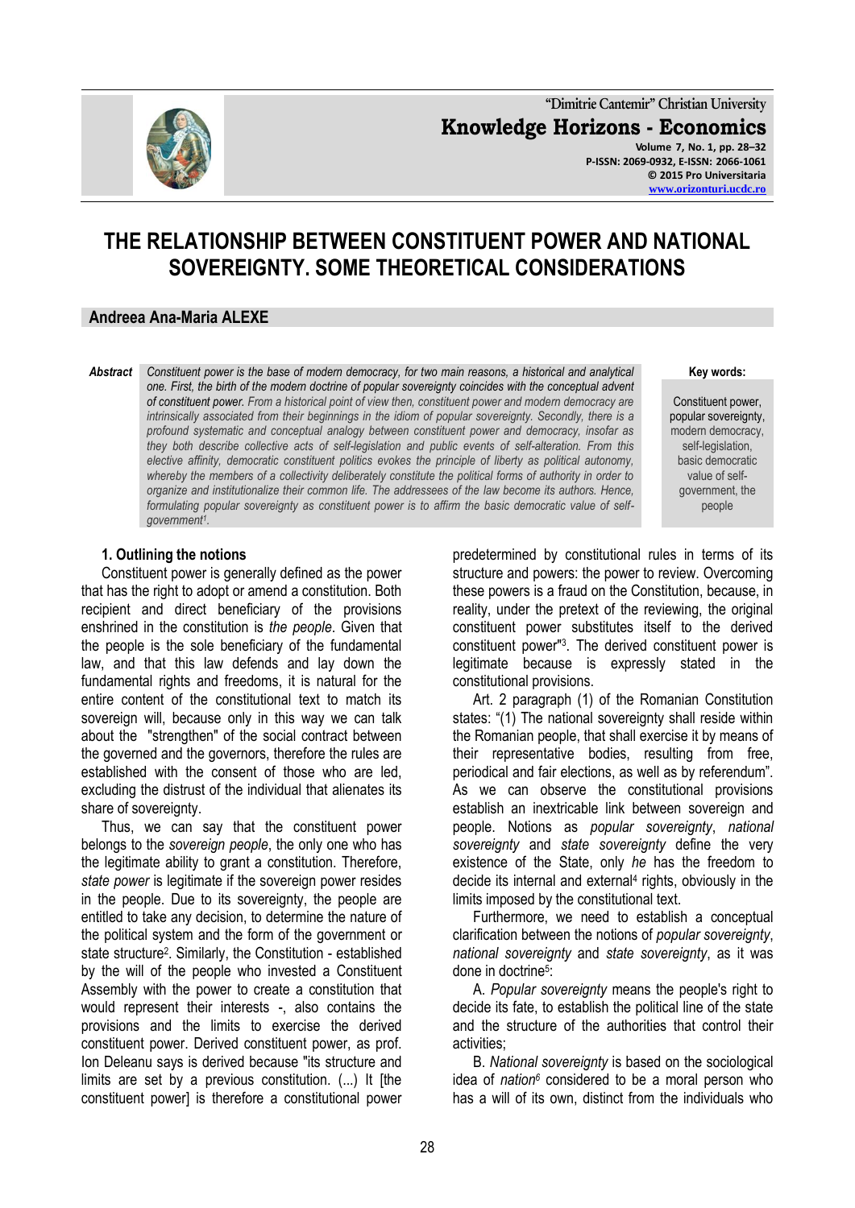# THE RELATIONSHIP BETWEEN CONSTITUENT POWER AND NATIONAL SOVEREIGNTY. SOME THEORETICAL CONSIDERATIONS

**Andreea Ana-Maria ALEXE**

***Abstract*** *Constituent power is the base of modern democracy, for two main reasons, a historical and analytical one. First, the birth of the modern doctrine of popular sovereignty coincides with the conceptual advent of constituent power. From a historical point of view then, constituent power and modern democracy are intrinsically associated from their beginnings in the idiom of popular sovereignty. Secondly, there is a profound systematic and conceptual analogy between constituent power and democracy, insofar as they both describe collective acts of self-legislation and public events of self-alteration. From this elective affinity, democratic constituent politics evokes the principle of liberty as political autonomy, whereby the members of a collectivity deliberately constitute the political forms of authority in order to organize and institutionalize their common life. The addressees of the law become its authors. Hence, formulating popular sovereignty as constituent power is to affirm the basic democratic value of self-government*[1].

**Key words:**

Constituent power, popular sovereignty, modern democracy, self-legislation, basic democratic value of self-government, the people

### 1. Outlining the notions

Constituent power is generally defined as the power that has the right to adopt or amend a constitution. Both recipient and direct beneficiary of the provisions enshrined in the constitution is *the people*. Given that the people is the sole beneficiary of the fundamental law, and that this law defends and lay down the fundamental rights and freedoms, it is natural for the entire content of the constitutional text to match its sovereign will, because only in this way we can talk about the "strengthen" of the social contract between the governed and the governors, therefore the rules are established with the consent of those who are led, excluding the distrust of the individual that alienates its share of sovereignty.

Thus, we can say that the constituent power belongs to the *sovereign people*, the only one who has the legitimate ability to grant a constitution. Therefore, *state power* is legitimate if the sovereign power resides in the people. Due to its sovereignty, the people are entitled to take any decision, to determine the nature of the political system and the form of the government or state structure[2]. Similarly, the Constitution - established by the will of the people who invested a Constituent Assembly with the power to create a constitution that would represent their interests -, also contains the provisions and the limits to exercise the derived constituent power. Derived constituent power, as prof. Ion Deleanu says is derived because "its structure and limits are set by a previous constitution. (...) It [the constituent power] is therefore a constitutional power predetermined by constitutional rules in terms of its structure and powers: the power to review. Overcoming these powers is a fraud on the Constitution, because, in reality, under the pretext of the reviewing, the original constituent power substitutes itself to the derived constituent power"[3]. The derived constituent power is legitimate because is expressly stated in the constitutional provisions.

Art. 2 paragraph (1) of the Romanian Constitution states: "(1) The national sovereignty shall reside within the Romanian people, that shall exercise it by means of their representative bodies, resulting from free, periodical and fair elections, as well as by referendum". As we can observe the constitutional provisions establish an inextricable link between sovereign and people. Notions as *popular sovereignty*, *national sovereignty* and *state sovereignty* define the very existence of the State, only *he* has the freedom to decide its internal and external[4] rights, obviously in the limits imposed by the constitutional text.

Furthermore, we need to establish a conceptual clarification between the notions of *popular sovereignty*, *national sovereignty* and *state sovereignty*, as it was done in doctrine[5]:

A. *Popular sovereignty* means the people's right to decide its fate, to establish the political line of the state and the structure of the authorities that control their activities;

B. *National sovereignty* is based on the sociological idea of *nation*[6] considered to be a moral person who has a will of its own, distinct from the individuals who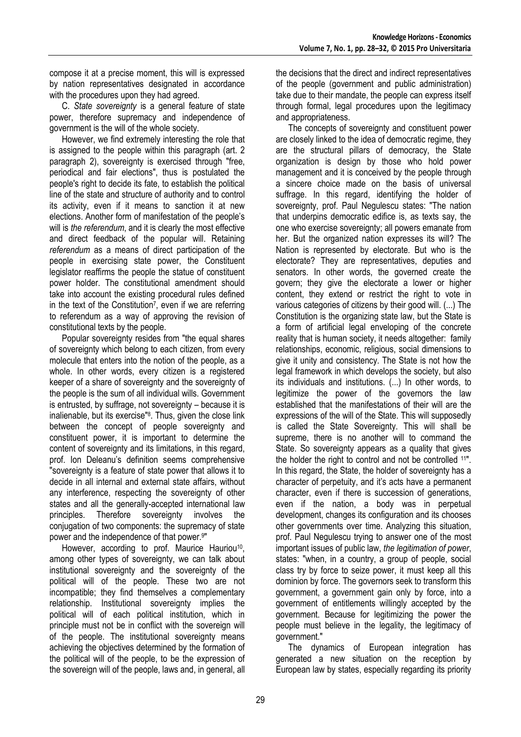compose it at a precise moment, this will is expressed by nation representatives designated in accordance with the procedures upon they had agreed.

C. *State sovereignty* is a general feature of state power, therefore supremacy and independence of government is the will of the whole society.

However, we find extremely interesting the role that is assigned to the people within this paragraph (art. 2 paragraph 2), sovereignty is exercised through "free, periodical and fair elections", thus is postulated the people's right to decide its fate, to establish the political line of the state and structure of authority and to control its activity, even if it means to sanction it at new elections. Another form of manifestation of the people's will is *the referendum*, and it is clearly the most effective and direct feedback of the popular will. Retaining *referendum* as a means of direct participation of the people in exercising state power, the Constituent legislator reaffirms the people the statue of constituent power holder. The constitutional amendment should take into account the existing procedural rules defined in the text of the Constitution[7], even if we are referring to referendum as a way of approving the revision of constitutional texts by the people.

Popular sovereignty resides from "the equal shares of sovereignty which belong to each citizen, from every molecule that enters into the notion of the people, as a whole. In other words, every citizen is a registered keeper of a share of sovereignty and the sovereignty of the people is the sum of all individual wills. Government is entrusted, by suffrage, not sovereignty – because it is inalienable, but its exercise"[8]. Thus, given the close link between the concept of people sovereignty and constituent power, it is important to determine the content of sovereignty and its limitations, in this regard, prof. Ion Deleanu's definition seems comprehensive "sovereignty is a feature of state power that allows it to decide in all internal and external state affairs, without any interference, respecting the sovereignty of other states and all the generally-accepted international law principles. Therefore sovereignty involves the conjugation of two components: the supremacy of state power and the independence of that power.[9]"

However, according to prof. Maurice Hauriou[10], among other types of sovereignty, we can talk about institutional sovereignty and the sovereignty of the political will of the people. These two are not incompatible; they find themselves a complementary relationship. Institutional sovereignty implies the political will of each political institution, which in principle must not be in conflict with the sovereign will of the people. The institutional sovereignty means achieving the objectives determined by the formation of the political will of the people, to be the expression of the sovereign will of the people, laws and, in general, all the decisions that the direct and indirect representatives of the people (government and public administration) take due to their mandate, the people can express itself through formal, legal procedures upon the legitimacy and appropriateness.

The concepts of sovereignty and constituent power are closely linked to the idea of democratic regime, they are the structural pillars of democracy, the State organization is design by those who hold power management and it is conceived by the people through a sincere choice made on the basis of universal suffrage. In this regard, identifying the holder of sovereignty, prof. Paul Negulescu states: "The nation that underpins democratic edifice is, as texts say, the one who exercise sovereignty; all powers emanate from her. But the organized nation expresses its will? The Nation is represented by electorate. But who is the electorate? They are representatives, deputies and senators. In other words, the governed create the govern; they give the electorate a lower or higher content, they extend or restrict the right to vote in various categories of citizens by their good will. (...) The Constitution is the organizing state law, but the State is a form of artificial legal enveloping of the concrete reality that is human society, it needs altogether: family relationships, economic, religious, social dimensions to give it unity and consistency. The State is not how the legal framework in which develops the society, but also its individuals and institutions. (...) In other words, to legitimize the power of the governors the law established that the manifestations of their will are the expressions of the will of the State. This will supposedly is called the State Sovereignty. This will shall be supreme, there is no another will to command the State. So sovereignty appears as a quality that gives the holder the right to control and not be controlled [11]". In this regard, the State, the holder of sovereignty has a character of perpetuity, and it's acts have a permanent character, even if there is succession of generations, even if the nation, a body was in perpetual development, changes its configuration and its chooses other governments over time. Analyzing this situation, prof. Paul Negulescu trying to answer one of the most important issues of public law, *the legitimation of power*, states: "when, in a country, a group of people, social class try by force to seize power, it must keep all this dominion by force. The governors seek to transform this government, a government gain only by force, into a government of entitlements willingly accepted by the government. Because for legitimizing the power the people must believe in the legality, the legitimacy of government."

The dynamics of European integration has generated a new situation on the reception by European law by states, especially regarding its priority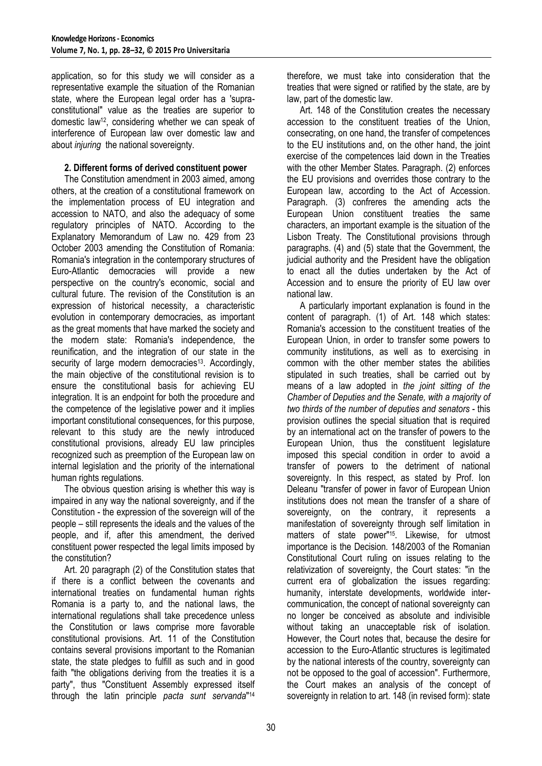application, so for this study we will consider as a representative example the situation of the Romanian state, where the European legal order has a 'supra-constitutional" value as the treaties are superior to domestic law[12], considering whether we can speak of interference of European law over domestic law and about *injuring* the national sovereignty.

## 2. Different forms of derived constituent power

The Constitution amendment in 2003 aimed, among others, at the creation of a constitutional framework on the implementation process of EU integration and accession to NATO, and also the adequacy of some regulatory principles of NATO. According to the Explanatory Memorandum of Law no. 429 from 23 October 2003 amending the Constitution of Romania: Romania's integration in the contemporary structures of Euro-Atlantic democracies will provide a new perspective on the country's economic, social and cultural future. The revision of the Constitution is an expression of historical necessity, a characteristic evolution in contemporary democracies, as important as the great moments that have marked the society and the modern state: Romania's independence, the reunification, and the integration of our state in the security of large modern democracies[13]. Accordingly, the main objective of the constitutional revision is to ensure the constitutional basis for achieving EU integration. It is an endpoint for both the procedure and the competence of the legislative power and it implies important constitutional consequences, for this purpose, relevant to this study are the newly introduced constitutional provisions, already EU law principles recognized such as preemption of the European law on internal legislation and the priority of the international human rights regulations.

The obvious question arising is whether this way is impaired in any way the national sovereignty, and if the Constitution - the expression of the sovereign will of the people – still represents the ideals and the values of the people, and if, after this amendment, the derived constituent power respected the legal limits imposed by the constitution?

Art. 20 paragraph (2) of the Constitution states that if there is a conflict between the covenants and international treaties on fundamental human rights Romania is a party to, and the national laws, the international regulations shall take precedence unless the Constitution or laws comprise more favorable constitutional provisions. Art. 11 of the Constitution contains several provisions important to the Romanian state, the state pledges to fulfill as such and in good faith "the obligations deriving from the treaties it is a party", thus "Constituent Assembly expressed itself through the latin principle *pacta sunt servanda*"[14] therefore, we must take into consideration that the treaties that were signed or ratified by the state, are by law, part of the domestic law.

Art. 148 of the Constitution creates the necessary accession to the constituent treaties of the Union, consecrating, on one hand, the transfer of competences to the EU institutions and, on the other hand, the joint exercise of the competences laid down in the Treaties with the other Member States. Paragraph. (2) enforces the EU provisions and overrides those contrary to the European law, according to the Act of Accession. Paragraph. (3) confreres the amending acts the European Union constituent treaties the same characters, an important example is the situation of the Lisbon Treaty. The Constitutional provisions through paragraphs. (4) and (5) state that the Government, the judicial authority and the President have the obligation to enact all the duties undertaken by the Act of Accession and to ensure the priority of EU law over national law.

A particularly important explanation is found in the content of paragraph. (1) of Art. 148 which states: Romania's accession to the constituent treaties of the European Union, in order to transfer some powers to community institutions, as well as to exercising in common with the other member states the abilities stipulated in such treaties, shall be carried out by means of a law adopted in *the joint sitting of the Chamber of Deputies and the Senate, with a majority of two thirds of the number of deputies and senators* - this provision outlines the special situation that is required by an international act on the transfer of powers to the European Union, thus the constituent legislature imposed this special condition in order to avoid a transfer of powers to the detriment of national sovereignty. In this respect, as stated by Prof. Ion Deleanu "transfer of power in favor of European Union institutions does not mean the transfer of a share of sovereignty, on the contrary, it represents a manifestation of sovereignty through self limitation in matters of state power"[15]. Likewise, for utmost importance is the Decision. 148/2003 of the Romanian Constitutional Court ruling on issues relating to the relativization of sovereignty, the Court states: "in the current era of globalization the issues regarding: humanity, interstate developments, worldwide inter-communication, the concept of national sovereignty can no longer be conceived as absolute and indivisible without taking an unacceptable risk of isolation. However, the Court notes that, because the desire for accession to the Euro-Atlantic structures is legitimated by the national interests of the country, sovereignty can not be opposed to the goal of accession". Furthermore, the Court makes an analysis of the concept of sovereignty in relation to art. 148 (in revised form): state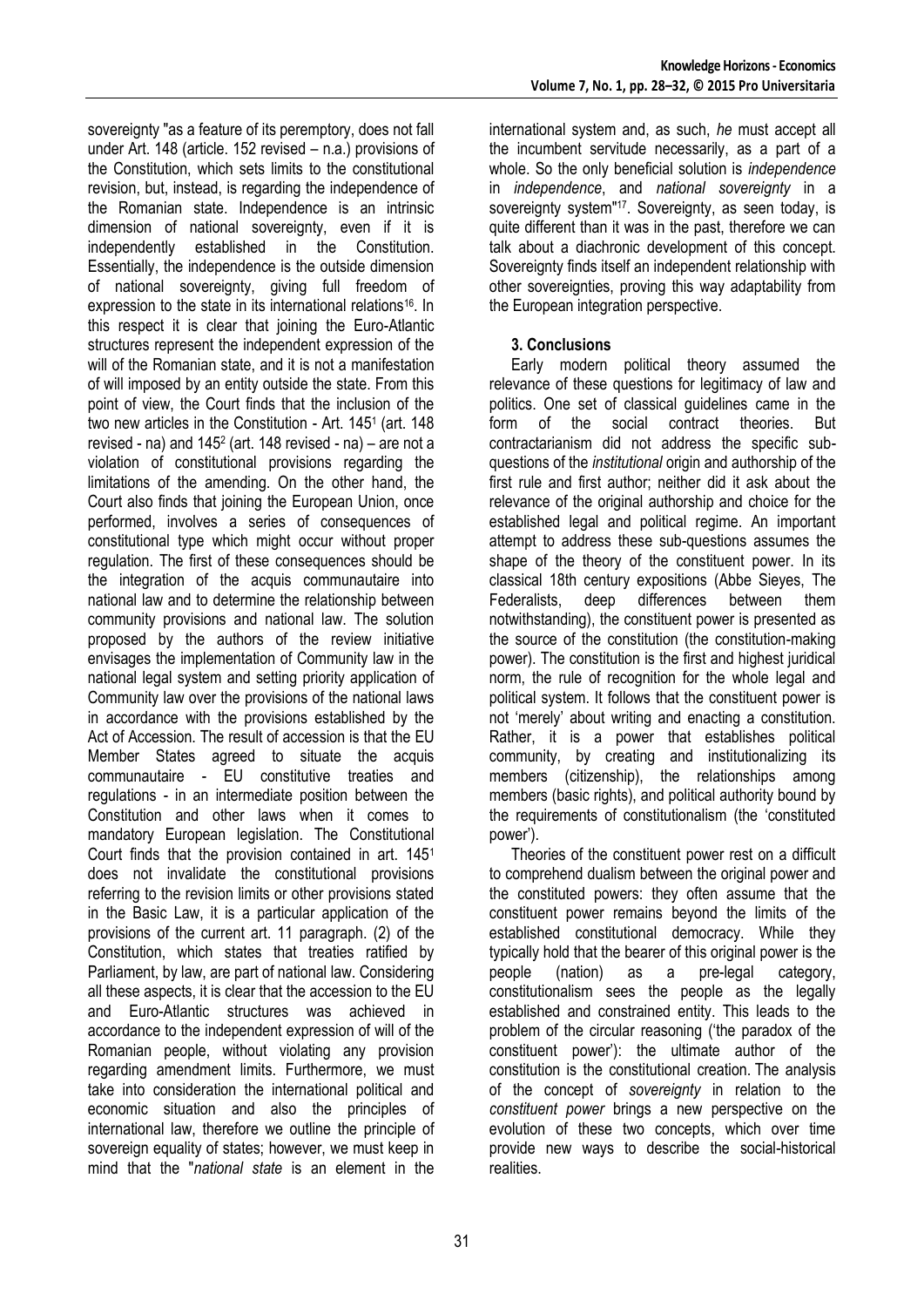sovereignty "as a feature of its peremptory, does not fall under Art. 148 (article. 152 revised – n.a.) provisions of the Constitution, which sets limits to the constitutional revision, but, instead, is regarding the independence of the Romanian state. Independence is an intrinsic dimension of national sovereignty, even if it is independently established in the Constitution. Essentially, the independence is the outside dimension of national sovereignty, giving full freedom of expression to the state in its international relations[16]. In this respect it is clear that joining the Euro-Atlantic structures represent the independent expression of the will of the Romanian state, and it is not a manifestation of will imposed by an entity outside the state. From this point of view, the Court finds that the inclusion of the two new articles in the Constitution - Art. 145[1] (art. 148 revised - na) and 145[2] (art. 148 revised - na) – are not a violation of constitutional provisions regarding the limitations of the amending. On the other hand, the Court also finds that joining the European Union, once performed, involves a series of consequences of constitutional type which might occur without proper regulation. The first of these consequences should be the integration of the acquis communautaire into national law and to determine the relationship between community provisions and national law. The solution proposed by the authors of the review initiative envisages the implementation of Community law in the national legal system and setting priority application of Community law over the provisions of the national laws in accordance with the provisions established by the Act of Accession. The result of accession is that the EU Member States agreed to situate the acquis communautaire - EU constitutive treaties and regulations - in an intermediate position between the Constitution and other laws when it comes to mandatory European legislation. The Constitutional Court finds that the provision contained in art. 145[1] does not invalidate the constitutional provisions referring to the revision limits or other provisions stated in the Basic Law, it is a particular application of the provisions of the current art. 11 paragraph. (2) of the Constitution, which states that treaties ratified by Parliament, by law, are part of national law. Considering all these aspects, it is clear that the accession to the EU and Euro-Atlantic structures was achieved in accordance to the independent expression of will of the Romanian people, without violating any provision regarding amendment limits. Furthermore, we must take into consideration the international political and economic situation and also the principles of international law, therefore we outline the principle of sovereign equality of states; however, we must keep in mind that the "*national state* is an element in the international system and, as such, *he* must accept all the incumbent servitude necessarily, as a part of a whole. So the only beneficial solution is *independence* in *independence*, and *national sovereignty* in a sovereignty system"[17]. Sovereignty, as seen today, is quite different than it was in the past, therefore we can talk about a diachronic development of this concept. Sovereignty finds itself an independent relationship with other sovereignties, proving this way adaptability from the European integration perspective.

## 3. Conclusions

Early modern political theory assumed the relevance of these questions for legitimacy of law and politics. One set of classical guidelines came in the form of the social contract theories. But contractarianism did not address the specific sub-questions of the *institutional* origin and authorship of the first rule and first author; neither did it ask about the relevance of the original authorship and choice for the established legal and political regime. An important attempt to address these sub-questions assumes the shape of the theory of the constituent power. In its classical 18th century expositions (Abbe Sieyes, The Federalists, deep differences between them notwithstanding), the constituent power is presented as the source of the constitution (the constitution-making power). The constitution is the first and highest juridical norm, the rule of recognition for the whole legal and political system. It follows that the constituent power is not 'merely' about writing and enacting a constitution. Rather, it is a power that establishes political community, by creating and institutionalizing its members (citizenship), the relationships among members (basic rights), and political authority bound by the requirements of constitutionalism (the 'constituted power').

Theories of the constituent power rest on a difficult to comprehend dualism between the original power and the constituted powers: they often assume that the constituent power remains beyond the limits of the established constitutional democracy. While they typically hold that the bearer of this original power is the people (nation) as a pre-legal category, constitutionalism sees the people as the legally established and constrained entity. This leads to the problem of the circular reasoning ('the paradox of the constituent power'): the ultimate author of the constitution is the constitutional creation. The analysis of the concept of *sovereignty* in relation to the *constituent power* brings a new perspective on the evolution of these two concepts, which over time provide new ways to describe the social-historical realities.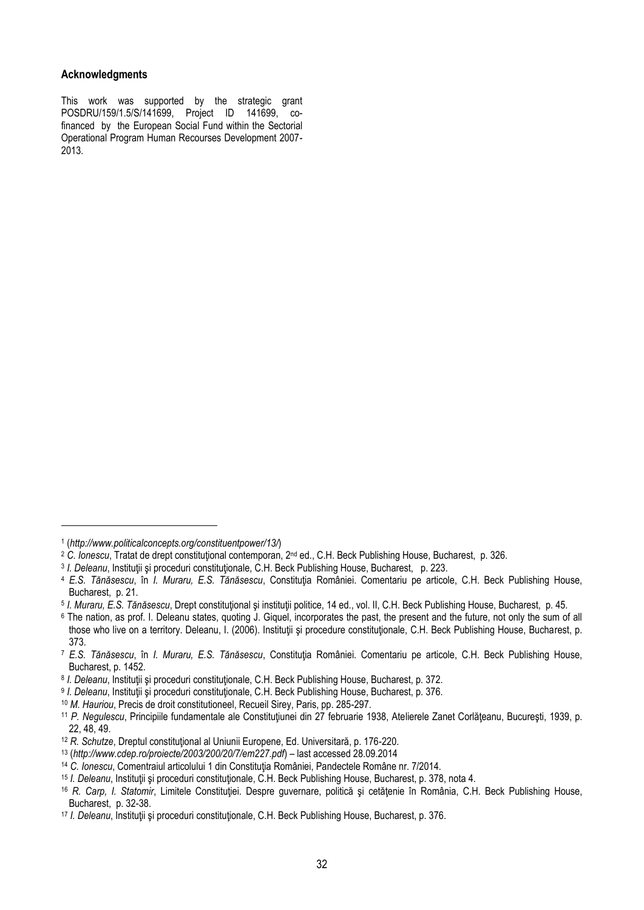### Acknowledgments

This work was supported by the strategic grant POSDRU/159/1.5/S/141699, Project ID 141699, co-financed by the European Social Fund within the Sectorial Operational Program Human Recourses Development 2007-2013.

---

[1] (*http://www.politicalconcepts.org/constituentpower/13/*)

[2] *C. Ionescu*, Tratat de drept constituţional contemporan, 2nd ed., C.H. Beck Publishing House, Bucharest, p. 326.

[3] *I. Deleanu*, Instituţii şi proceduri constituţionale, C.H. Beck Publishing House, Bucharest, p. 223.

[4] *E.S. Tănăsescu*, în *I. Muraru, E.S. Tănăsescu*, Constituţia României. Comentariu pe articole, C.H. Beck Publishing House, Bucharest, p. 21.

[5] *I. Muraru, E.S. Tănăsescu*, Drept constituţional şi instituţii politice, 14 ed., vol. II, C.H. Beck Publishing House, Bucharest, p. 45.

[6] The nation, as prof. I. Deleanu states, quoting J. Giquel, incorporates the past, the present and the future, not only the sum of all those who live on a territory. Deleanu, I. (2006). Instituţii şi procedure constituţionale, C.H. Beck Publishing House, Bucharest, p. 373.

[7] *E.S. Tănăsescu*, în *I. Muraru, E.S. Tănăsescu*, Constituţia României. Comentariu pe articole, C.H. Beck Publishing House, Bucharest, p. 1452.

[8] *I. Deleanu*, Instituţii şi proceduri constituţionale, C.H. Beck Publishing House, Bucharest, p. 372.

[9] *I. Deleanu*, Instituţii şi proceduri constituţionale, C.H. Beck Publishing House, Bucharest, p. 376.

[10] *M. Hauriou*, Precis de droit constitutioneel, Recueil Sirey, Paris, pp. 285-297.

[11] *P. Negulescu*, Principiile fundamentale ale Constituţiunei din 27 februarie 1938, Atelierele Zanet Corlăţeanu, Bucureşti, 1939, p. 22, 48, 49.

[12] *R. Schutze*, Dreptul constituţional al Uniunii Europene, Ed. Universitară, p. 176-220.

[13] (*http://www.cdep.ro/proiecte/2003/200/20/7/em227.pdf*) – last accessed 28.09.2014

[14] *C. Ionescu*, Comentraiul articolului 1 din Constituţia României, Pandectele Române nr. 7/2014.

[15] *I. Deleanu*, Instituţii şi proceduri constituţionale, C.H. Beck Publishing House, Bucharest, p. 378, nota 4.

[16] *R. Carp, I. Statomir*, Limitele Constituţiei. Despre guvernare, politică şi cetăţenie în România, C.H. Beck Publishing House, Bucharest, p. 32-38.

[17] *I. Deleanu*, Instituţii şi proceduri constituţionale, C.H. Beck Publishing House, Bucharest, p. 376.